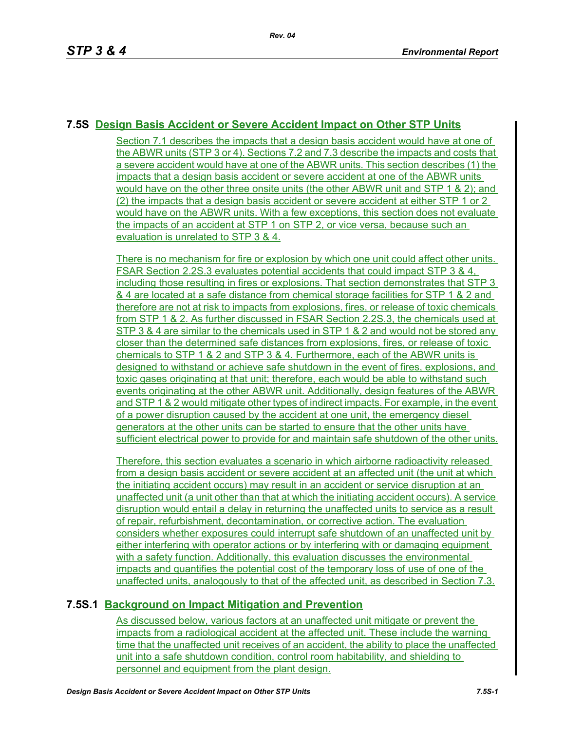## 7.5S Design Basis Accident or Severe Accident Impact on Other STP Units

Section 7.1 describes the impacts that a design basis accident would have at one of the ABWR units (STP 3 or 4). Sections 7.2 and 7.3 describe the impacts and costs that a severe accident would have at one of the ABWR units. This section describes (1) the impacts that a design basis accident or severe accident at one of the ABWR units would have on the other three onsite units (the other ABWR unit and STP 1 & 2); and (2) the impacts that a design basis accident or severe accident at either STP 1 or 2 would have on the ABWR units. With a few exceptions, this section does not evaluate the impacts of an accident at STP 1 on STP 2, or vice versa, because such an evaluation is unrelated to STP 3 & 4.

There is no mechanism for fire or explosion by which one unit could affect other units. FSAR Section 2.2S.3 evaluates potential accidents that could impact STP 3 & 4, including those resulting in fires or explosions. That section demonstrates that STP 3 & 4 are located at a safe distance from chemical storage facilities for STP 1 & 2 and therefore are not at risk to impacts from explosions, fires, or release of toxic chemicals from STP 1 & 2. As further discussed in FSAR Section 2.2S.3, the chemicals used at STP 3 & 4 are similar to the chemicals used in STP 1 & 2 and would not be stored any closer than the determined safe distances from explosions, fires, or release of toxic chemicals to STP 1 & 2 and STP 3 & 4. Furthermore, each of the ABWR units is designed to withstand or achieve safe shutdown in the event of fires, explosions, and toxic gases originating at that unit; therefore, each would be able to withstand such events originating at the other ABWR unit. Additionally, design features of the ABWR and STP 1 & 2 would mitigate other types of indirect impacts. For example, in the event of a power disruption caused by the accident at one unit, the emergency diesel generators at the other units can be started to ensure that the other units have sufficient electrical power to provide for and maintain safe shutdown of the other units.

Therefore, this section evaluates a scenario in which airborne radioactivity released from a design basis accident or severe accident at an affected unit (the unit at which the initiating accident occurs) may result in an accident or service disruption at an unaffected unit (a unit other than that at which the initiating accident occurs). A service disruption would entail a delay in returning the unaffected units to service as a result of repair, refurbishment, decontamination, or corrective action. The evaluation considers whether exposures could interrupt safe shutdown of an unaffected unit by either interfering with operator actions or by interfering with or damaging equipment with a safety function. Additionally, this evaluation discusses the environmental impacts and quantifies the potential cost of the temporary loss of use of one of the unaffected units, analogously to that of the affected unit, as described in Section 7.3.

### 7.5S.1 Background on Impact Mitigation and Prevention

As discussed below, various factors at an unaffected unit mitigate or prevent the impacts from a radiological accident at the affected unit. These include the warning time that the unaffected unit receives of an accident, the ability to place the unaffected unit into a safe shutdown condition, control room habitability, and shielding to personnel and equipment from the plant design.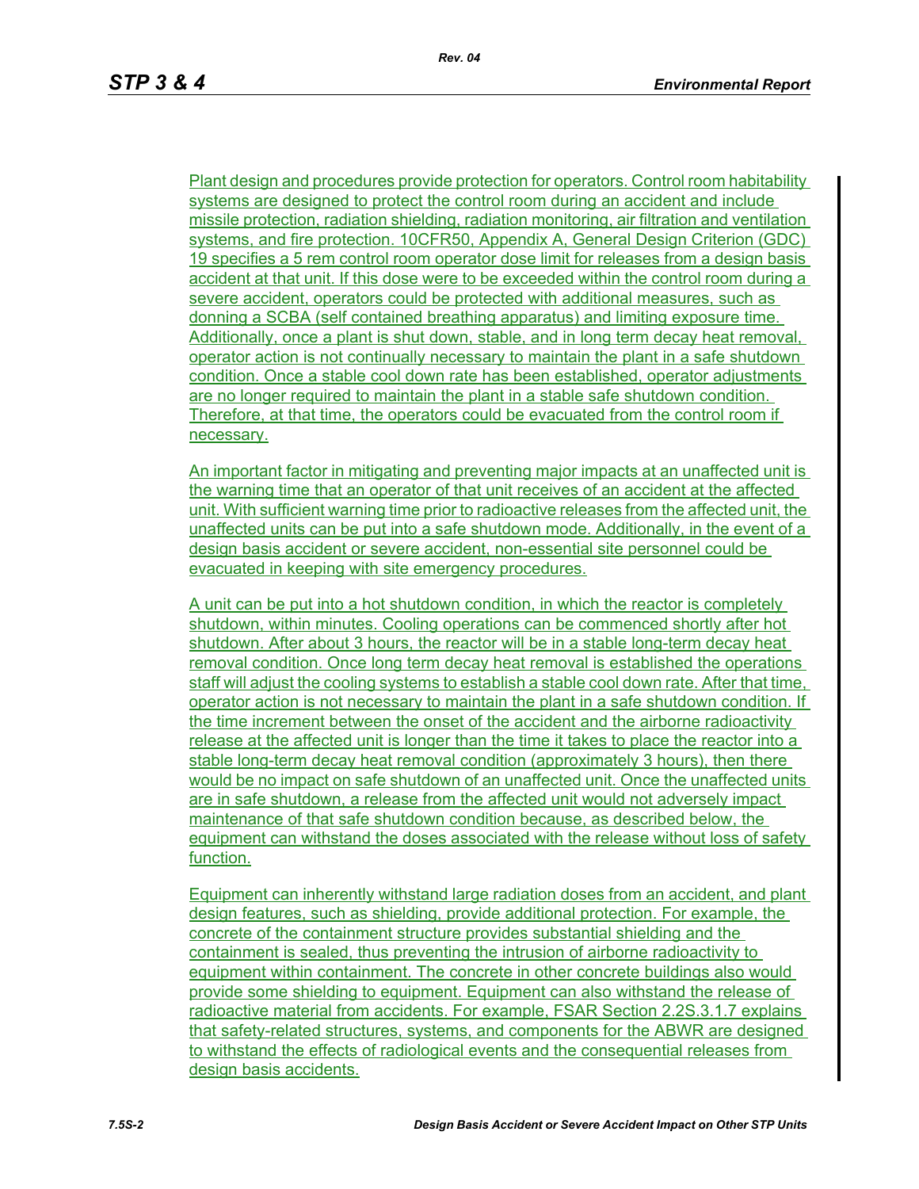Plant design and procedures provide protection for operators. Control room habitability systems are designed to protect the control room during an accident and include missile protection, radiation shielding, radiation monitoring, air filtration and ventilation systems, and fire protection. 10CFR50, Appendix A, General Design Criterion (GDC) 19 specifies a 5 rem control room operator dose limit for releases from a design basis accident at that unit. If this dose were to be exceeded within the control room during a severe accident, operators could be protected with additional measures, such as donning a SCBA (self contained breathing apparatus) and limiting exposure time. Additionally, once a plant is shut down, stable, and in long term decay heat removal, operator action is not continually necessary to maintain the plant in a safe shutdown condition. Once a stable cool down rate has been established, operator adjustments are no longer required to maintain the plant in a stable safe shutdown condition. Therefore, at that time, the operators could be evacuated from the control room if necessary.

An important factor in mitigating and preventing major impacts at an unaffected unit is the warning time that an operator of that unit receives of an accident at the affected unit. With sufficient warning time prior to radioactive releases from the affected unit, the unaffected units can be put into a safe shutdown mode. Additionally, in the event of a design basis accident or severe accident, non-essential site personnel could be evacuated in keeping with site emergency procedures.

A unit can be put into a hot shutdown condition, in which the reactor is completely shutdown, within minutes. Cooling operations can be commenced shortly after hot shutdown. After about 3 hours, the reactor will be in a stable long-term decay heat removal condition. Once long term decay heat removal is established the operations staff will adjust the cooling systems to establish a stable cool down rate. After that time, operator action is not necessary to maintain the plant in a safe shutdown condition. If the time increment between the onset of the accident and the airborne radioactivity release at the affected unit is longer than the time it takes to place the reactor into a stable long-term decay heat removal condition (approximately 3 hours), then there would be no impact on safe shutdown of an unaffected unit. Once the unaffected units are in safe shutdown, a release from the affected unit would not adversely impact maintenance of that safe shutdown condition because, as described below, the equipment can withstand the doses associated with the release without loss of safety function.

Equipment can inherently withstand large radiation doses from an accident, and plant design features, such as shielding, provide additional protection. For example, the concrete of the containment structure provides substantial shielding and the containment is sealed, thus preventing the intrusion of airborne radioactivity to equipment within containment. The concrete in other concrete buildings also would provide some shielding to equipment. Equipment can also withstand the release of radioactive material from accidents. For example, FSAR Section 2.2S.3.1.7 explains that safety-related structures, systems, and components for the ABWR are designed to withstand the effects of radiological events and the consequential releases from design basis accidents.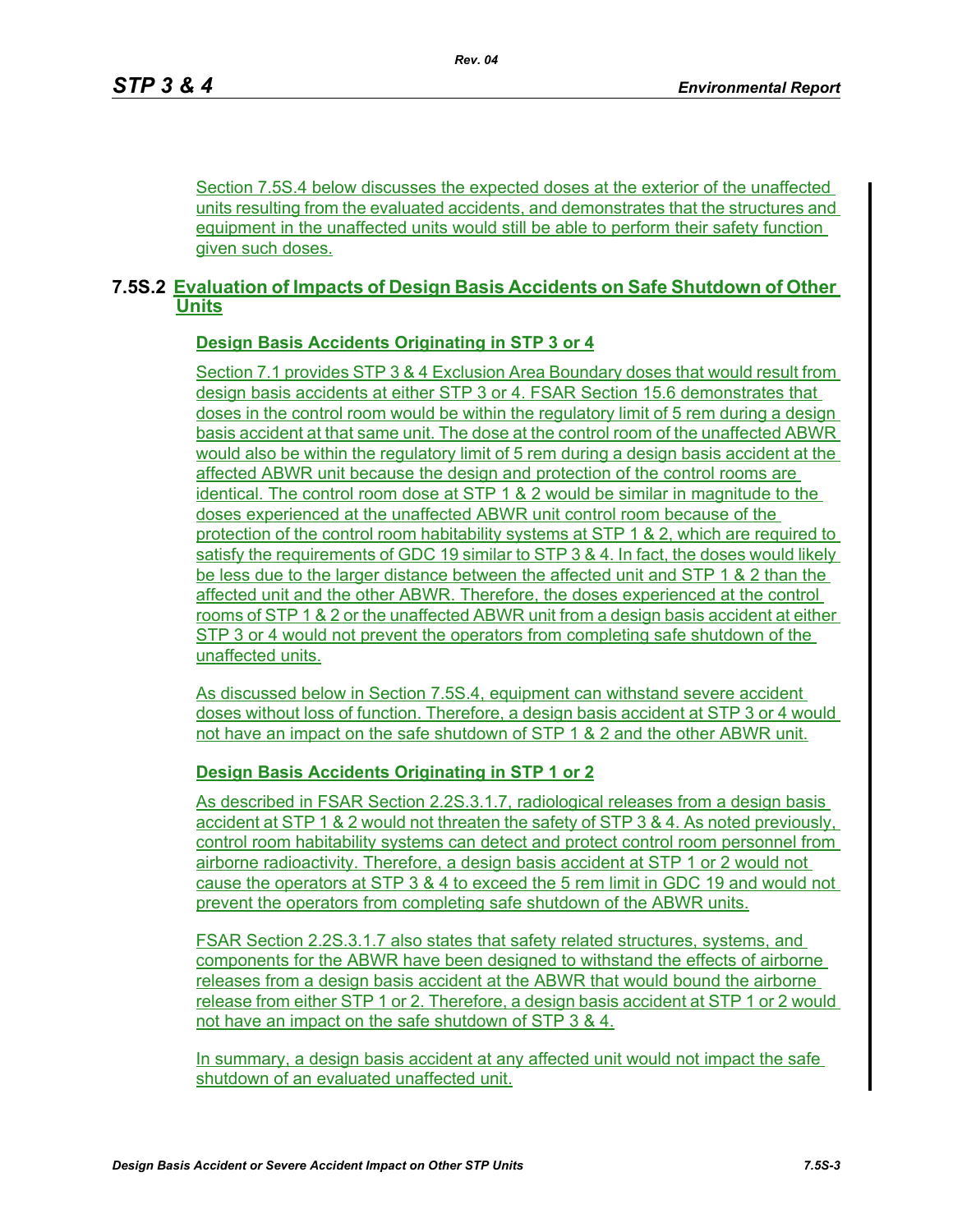Section 7.5S.4 below discusses the expected doses at the exterior of the unaffected units resulting from the evaluated accidents, and demonstrates that the structures and equipment in the unaffected units would still be able to perform their safety function given such doses.

## 7.5S.2 Evaluation of Impacts of Design Basis Accidents on Safe Shutdown of Other Units

### Design Basis Accidents Originating in STP 3 or 4

Section 7.1 provides STP 3 & 4 Exclusion Area Boundary doses that would result from design basis accidents at either STP 3 or 4. FSAR Section 15.6 demonstrates that doses in the control room would be within the regulatory limit of 5 rem during a design basis accident at that same unit. The dose at the control room of the unaffected ABWR would also be within the regulatory limit of 5 rem during a design basis accident at the affected ABWR unit because the design and protection of the control rooms are identical. The control room dose at STP 1 & 2 would be similar in magnitude to the doses experienced at the unaffected ABWR unit control room because of the protection of the control room habitability systems at STP 1 & 2, which are required to satisfy the requirements of GDC 19 similar to STP 3 & 4. In fact, the doses would likely be less due to the larger distance between the affected unit and STP 1 & 2 than the affected unit and the other ABWR. Therefore, the doses experienced at the control rooms of STP 1 & 2 or the unaffected ABWR unit from a design basis accident at either STP 3 or 4 would not prevent the operators from completing safe shutdown of the unaffected units.

As discussed below in Section 7.5S.4, equipment can withstand severe accident doses without loss of function. Therefore, a design basis accident at STP 3 or 4 would not have an impact on the safe shutdown of STP 1 & 2 and the other ABWR unit.

### Design Basis Accidents Originating in STP 1 or 2

As described in FSAR Section 2.2S.3.1.7, radiological releases from a design basis accident at STP 1 & 2 would not threaten the safety of STP 3 & 4. As noted previously, control room habitability systems can detect and protect control room personnel from airborne radioactivity. Therefore, a design basis accident at STP 1 or 2 would not cause the operators at STP 3 & 4 to exceed the 5 rem limit in GDC 19 and would not prevent the operators from completing safe shutdown of the ABWR units.

FSAR Section 2.2S.3.1.7 also states that safety related structures, systems, and components for the ABWR have been designed to withstand the effects of airborne releases from a design basis accident at the ABWR that would bound the airborne release from either STP 1 or 2. Therefore, a design basis accident at STP 1 or 2 would not have an impact on the safe shutdown of STP 3 & 4.

In summary, a design basis accident at any affected unit would not impact the safe shutdown of an evaluated unaffected unit.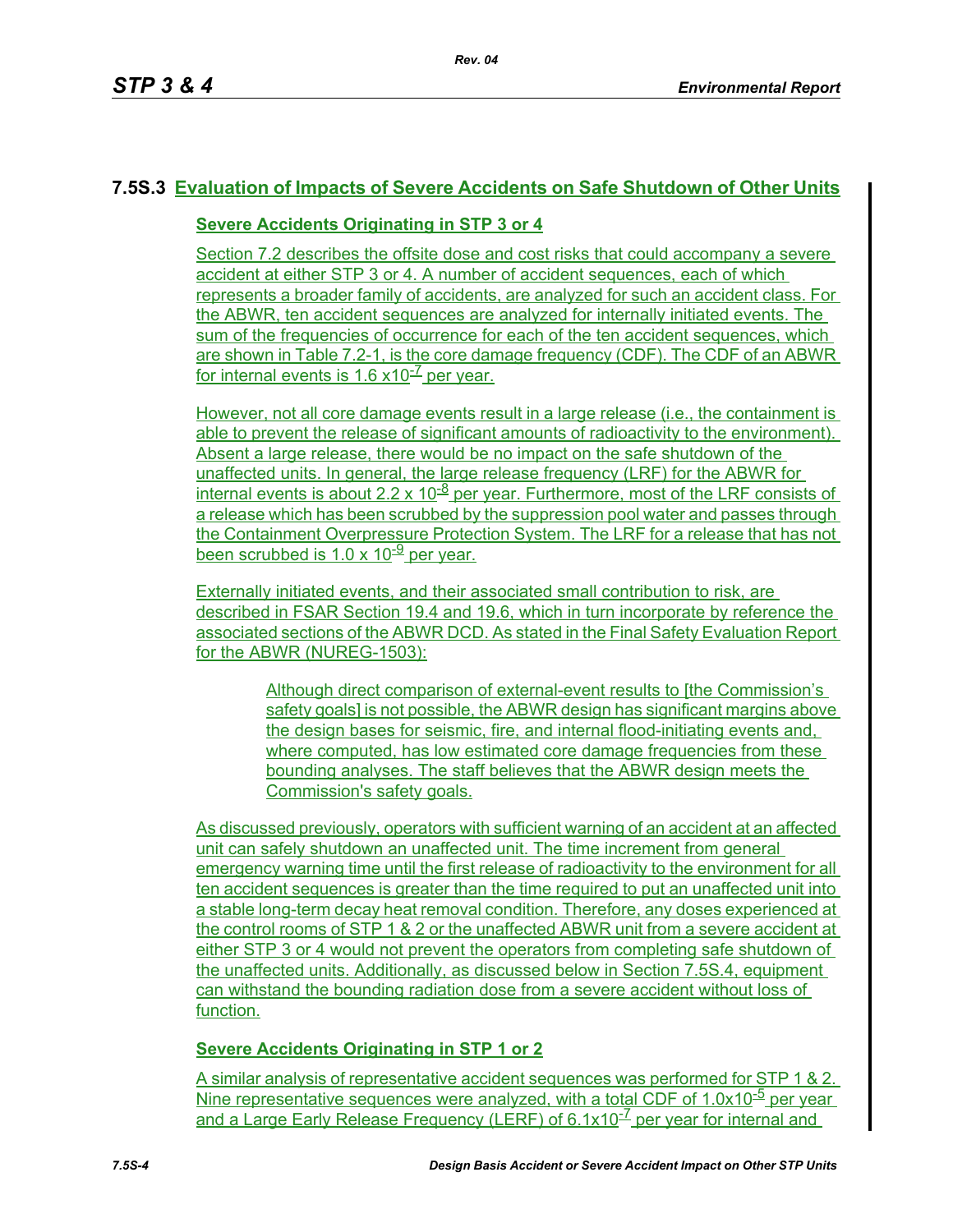## 7.5S.3 Evaluation of Impacts of Severe Accidents on Safe Shutdown of Other Units

### Severe Accidents Originating in STP 3 or 4

Section 7.2 describes the offsite dose and cost risks that could accompany a severe accident at either STP 3 or 4. A number of accident sequences, each of which represents a broader family of accidents, are analyzed for such an accident class. For the ABWR, ten accident sequences are analyzed for internally initiated events. The sum of the frequencies of occurrence for each of the ten accident sequences, which are shown in Table 7.2-1, is the core damage frequency (CDF). The CDF of an ABWR for internal events is 1.6 $\times 10^{-7}$ per year.

However, not all core damage events result in a large release (i.e., the containment is able to prevent the release of significant amounts of radioactivity to the environment). Absent a large release, there would be no impact on the safe shutdown of the unaffected units. In general, the large release frequency (LRF) for the ABWR for internal events is about 2.2 $\times 10^{-8}$ per year. Furthermore, most of the LRF consists of a release which has been scrubbed by the suppression pool water and passes through the Containment Overpressure Protection System. The LRF for a release that has not been scrubbed is 1.0 $\times 10^{-9}$ per year.

Externally initiated events, and their associated small contribution to risk, are described in FSAR Section 19.4 and 19.6, which in turn incorporate by reference the associated sections of the ABWR DCD. As stated in the Final Safety Evaluation Report for the ABWR (NUREG-1503):

> Although direct comparison of external-event results to [the Commission's safety goals] is not possible, the ABWR design has significant margins above the design bases for seismic, fire, and internal flood-initiating events and, where computed, has low estimated core damage frequencies from these bounding analyses. The staff believes that the ABWR design meets the Commission's safety goals.

As discussed previously, operators with sufficient warning of an accident at an affected unit can safely shutdown an unaffected unit. The time increment from general emergency warning time until the first release of radioactivity to the environment for all ten accident sequences is greater than the time required to put an unaffected unit into a stable long-term decay heat removal condition. Therefore, any doses experienced at the control rooms of STP 1 & 2 or the unaffected ABWR unit from a severe accident at either STP 3 or 4 would not prevent the operators from completing safe shutdown of the unaffected units. Additionally, as discussed below in Section 7.5S.4, equipment can withstand the bounding radiation dose from a severe accident without loss of function.

### Severe Accidents Originating in STP 1 or 2

A similar analysis of representative accident sequences was performed for STP 1 & 2. Nine representative sequences were analyzed, with a total CDF of 1.0$\times 10^{-5}$ per year and a Large Early Release Frequency (LERF) of 6.1$\times 10^{-7}$ per year for internal and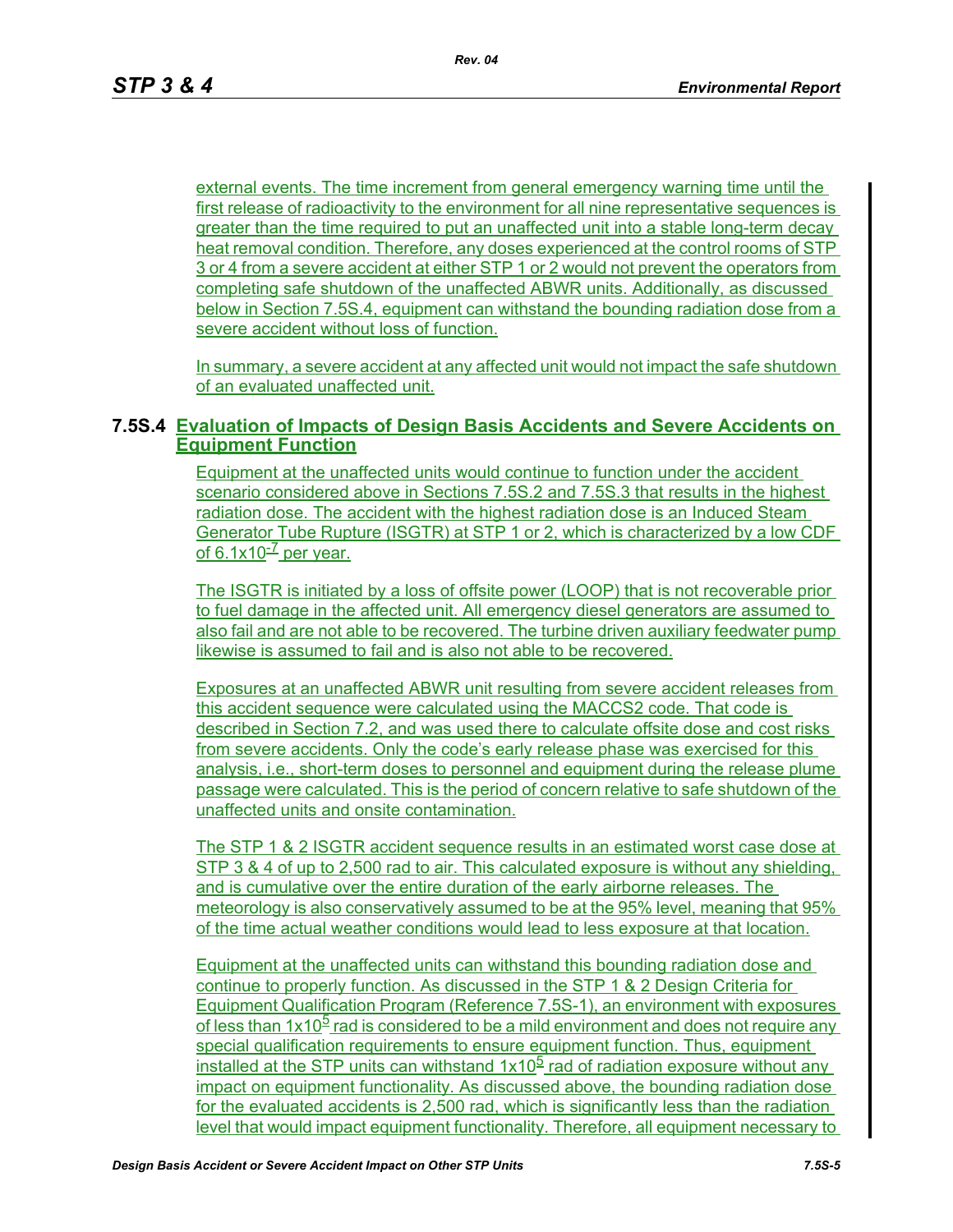external events. The time increment from general emergency warning time until the first release of radioactivity to the environment for all nine representative sequences is greater than the time required to put an unaffected unit into a stable long-term decay heat removal condition. Therefore, any doses experienced at the control rooms of STP 3 or 4 from a severe accident at either STP 1 or 2 would not prevent the operators from completing safe shutdown of the unaffected ABWR units. Additionally, as discussed below in Section 7.5S.4, equipment can withstand the bounding radiation dose from a severe accident without loss of function.

In summary, a severe accident at any affected unit would not impact the safe shutdown of an evaluated unaffected unit.

## 7.5S.4 Evaluation of Impacts of Design Basis Accidents and Severe Accidents on Equipment Function

Equipment at the unaffected units would continue to function under the accident scenario considered above in Sections 7.5S.2 and 7.5S.3 that results in the highest radiation dose. The accident with the highest radiation dose is an Induced Steam Generator Tube Rupture (ISGTR) at STP 1 or 2, which is characterized by a low CDF of $6.1 \times 10^{-7}$ per year.

The ISGTR is initiated by a loss of offsite power (LOOP) that is not recoverable prior to fuel damage in the affected unit. All emergency diesel generators are assumed to also fail and are not able to be recovered. The turbine driven auxiliary feedwater pump likewise is assumed to fail and is also not able to be recovered.

Exposures at an unaffected ABWR unit resulting from severe accident releases from this accident sequence were calculated using the MACCS2 code. That code is described in Section 7.2, and was used there to calculate offsite dose and cost risks from severe accidents. Only the code's early release phase was exercised for this analysis, i.e., short-term doses to personnel and equipment during the release plume passage were calculated. This is the period of concern relative to safe shutdown of the unaffected units and onsite contamination.

The STP 1 & 2 ISGTR accident sequence results in an estimated worst case dose at STP 3 & 4 of up to 2,500 rad to air. This calculated exposure is without any shielding, and is cumulative over the entire duration of the early airborne releases. The meteorology is also conservatively assumed to be at the 95% level, meaning that 95% of the time actual weather conditions would lead to less exposure at that location.

Equipment at the unaffected units can withstand this bounding radiation dose and continue to properly function. As discussed in the STP 1 & 2 Design Criteria for Equipment Qualification Program (Reference 7.5S-1), an environment with exposures of less than $1 \times 10^{5}$ rad is considered to be a mild environment and does not require any special qualification requirements to ensure equipment function. Thus, equipment installed at the STP units can withstand $1 \times 10^{5}$ rad of radiation exposure without any impact on equipment functionality. As discussed above, the bounding radiation dose for the evaluated accidents is 2,500 rad, which is significantly less than the radiation level that would impact equipment functionality. Therefore, all equipment necessary to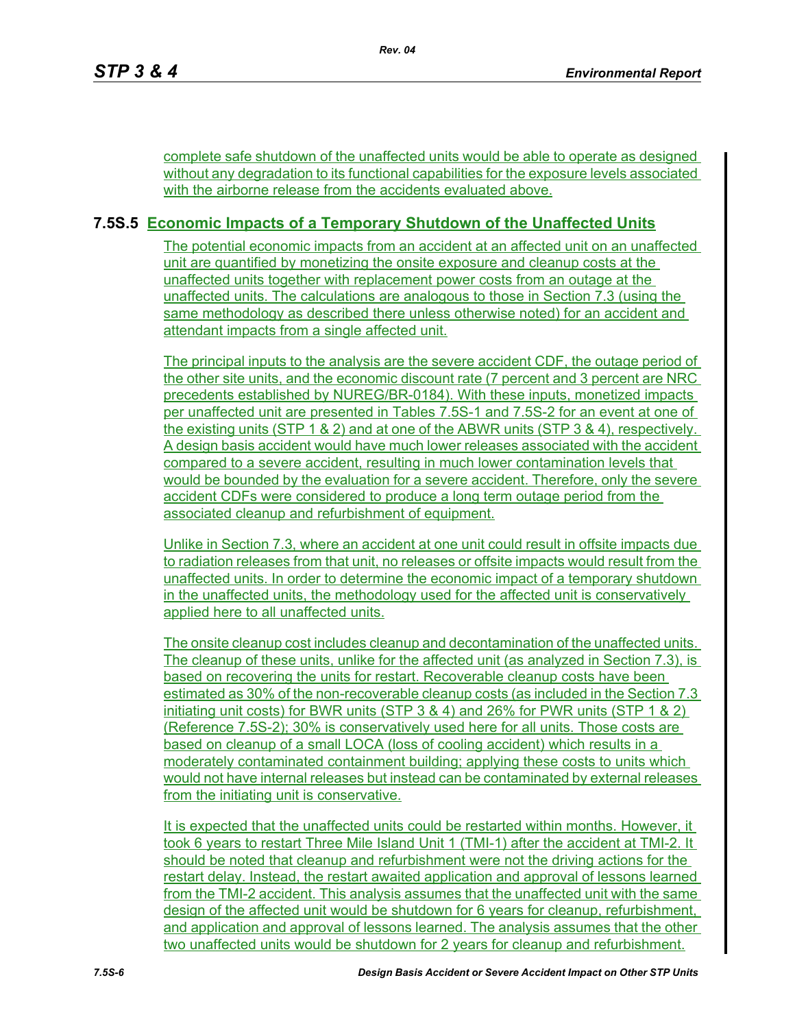complete safe shutdown of the unaffected units would be able to operate as designed without any degradation to its functional capabilities for the exposure levels associated with the airborne release from the accidents evaluated above.

## 7.5S.5 Economic Impacts of a Temporary Shutdown of the Unaffected Units

The potential economic impacts from an accident at an affected unit on an unaffected unit are quantified by monetizing the onsite exposure and cleanup costs at the unaffected units together with replacement power costs from an outage at the unaffected units. The calculations are analogous to those in Section 7.3 (using the same methodology as described there unless otherwise noted) for an accident and attendant impacts from a single affected unit.

The principal inputs to the analysis are the severe accident CDF, the outage period of the other site units, and the economic discount rate (7 percent and 3 percent are NRC precedents established by NUREG/BR-0184). With these inputs, monetized impacts per unaffected unit are presented in Tables 7.5S-1 and 7.5S-2 for an event at one of the existing units (STP 1 & 2) and at one of the ABWR units (STP 3 & 4), respectively. A design basis accident would have much lower releases associated with the accident compared to a severe accident, resulting in much lower contamination levels that would be bounded by the evaluation for a severe accident. Therefore, only the severe accident CDFs were considered to produce a long term outage period from the associated cleanup and refurbishment of equipment.

Unlike in Section 7.3, where an accident at one unit could result in offsite impacts due to radiation releases from that unit, no releases or offsite impacts would result from the unaffected units. In order to determine the economic impact of a temporary shutdown in the unaffected units, the methodology used for the affected unit is conservatively applied here to all unaffected units.

The onsite cleanup cost includes cleanup and decontamination of the unaffected units. The cleanup of these units, unlike for the affected unit (as analyzed in Section 7.3), is based on recovering the units for restart. Recoverable cleanup costs have been estimated as 30% of the non-recoverable cleanup costs (as included in the Section 7.3 initiating unit costs) for BWR units (STP 3 & 4) and 26% for PWR units (STP 1 & 2) (Reference 7.5S-2); 30% is conservatively used here for all units. Those costs are based on cleanup of a small LOCA (loss of cooling accident) which results in a moderately contaminated containment building; applying these costs to units which would not have internal releases but instead can be contaminated by external releases from the initiating unit is conservative.

It is expected that the unaffected units could be restarted within months. However, it took 6 years to restart Three Mile Island Unit 1 (TMI-1) after the accident at TMI-2. It should be noted that cleanup and refurbishment were not the driving actions for the restart delay. Instead, the restart awaited application and approval of lessons learned from the TMI-2 accident. This analysis assumes that the unaffected unit with the same design of the affected unit would be shutdown for 6 years for cleanup, refurbishment, and application and approval of lessons learned. The analysis assumes that the other two unaffected units would be shutdown for 2 years for cleanup and refurbishment.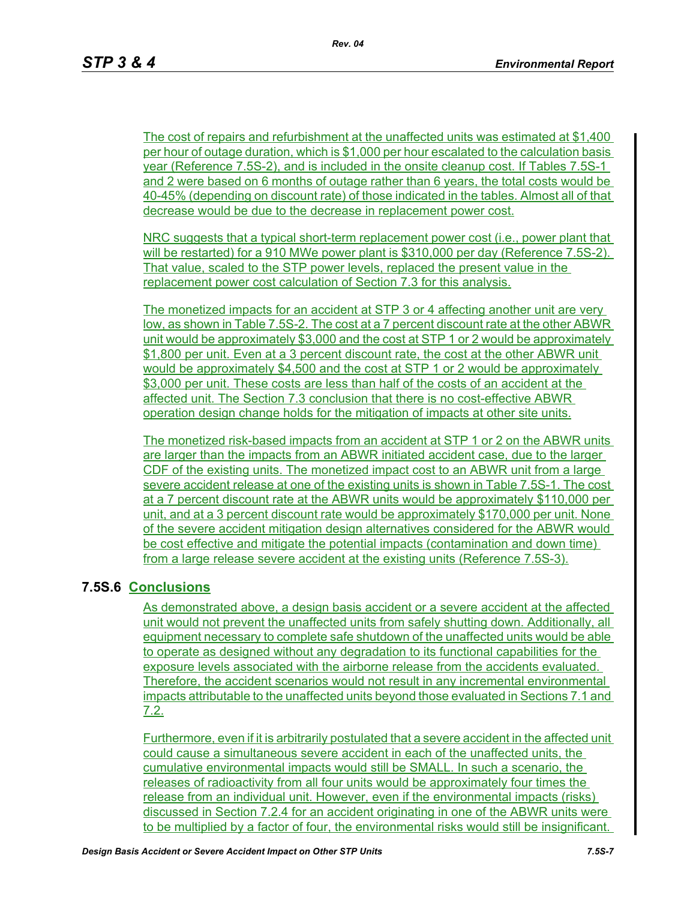The cost of repairs and refurbishment at the unaffected units was estimated at $1,400 per hour of outage duration, which is $1,000 per hour escalated to the calculation basis year (Reference 7.5S-2), and is included in the onsite cleanup cost. If Tables 7.5S-1 and 2 were based on 6 months of outage rather than 6 years, the total costs would be 40-45% (depending on discount rate) of those indicated in the tables. Almost all of that decrease would be due to the decrease in replacement power cost.

NRC suggests that a typical short-term replacement power cost (i.e., power plant that will be restarted) for a 910 MWe power plant is $310,000 per day (Reference 7.5S-2). That value, scaled to the STP power levels, replaced the present value in the replacement power cost calculation of Section 7.3 for this analysis.

The monetized impacts for an accident at STP 3 or 4 affecting another unit are very low, as shown in Table 7.5S-2. The cost at a 7 percent discount rate at the other ABWR unit would be approximately $3,000 and the cost at STP 1 or 2 would be approximately $1,800 per unit. Even at a 3 percent discount rate, the cost at the other ABWR unit would be approximately $4,500 and the cost at STP 1 or 2 would be approximately $3,000 per unit. These costs are less than half of the costs of an accident at the affected unit. The Section 7.3 conclusion that there is no cost-effective ABWR operation design change holds for the mitigation of impacts at other site units.

The monetized risk-based impacts from an accident at STP 1 or 2 on the ABWR units are larger than the impacts from an ABWR initiated accident case, due to the larger CDF of the existing units. The monetized impact cost to an ABWR unit from a large severe accident release at one of the existing units is shown in Table 7.5S-1. The cost at a 7 percent discount rate at the ABWR units would be approximately $110,000 per unit, and at a 3 percent discount rate would be approximately $170,000 per unit. None of the severe accident mitigation design alternatives considered for the ABWR would be cost effective and mitigate the potential impacts (contamination and down time) from a large release severe accident at the existing units (Reference 7.5S-3).

## 7.5S.6 Conclusions

As demonstrated above, a design basis accident or a severe accident at the affected unit would not prevent the unaffected units from safely shutting down. Additionally, all equipment necessary to complete safe shutdown of the unaffected units would be able to operate as designed without any degradation to its functional capabilities for the exposure levels associated with the airborne release from the accidents evaluated. Therefore, the accident scenarios would not result in any incremental environmental impacts attributable to the unaffected units beyond those evaluated in Sections 7.1 and 7.2.

Furthermore, even if it is arbitrarily postulated that a severe accident in the affected unit could cause a simultaneous severe accident in each of the unaffected units, the cumulative environmental impacts would still be SMALL. In such a scenario, the releases of radioactivity from all four units would be approximately four times the release from an individual unit. However, even if the environmental impacts (risks) discussed in Section 7.2.4 for an accident originating in one of the ABWR units were to be multiplied by a factor of four, the environmental risks would still be insignificant.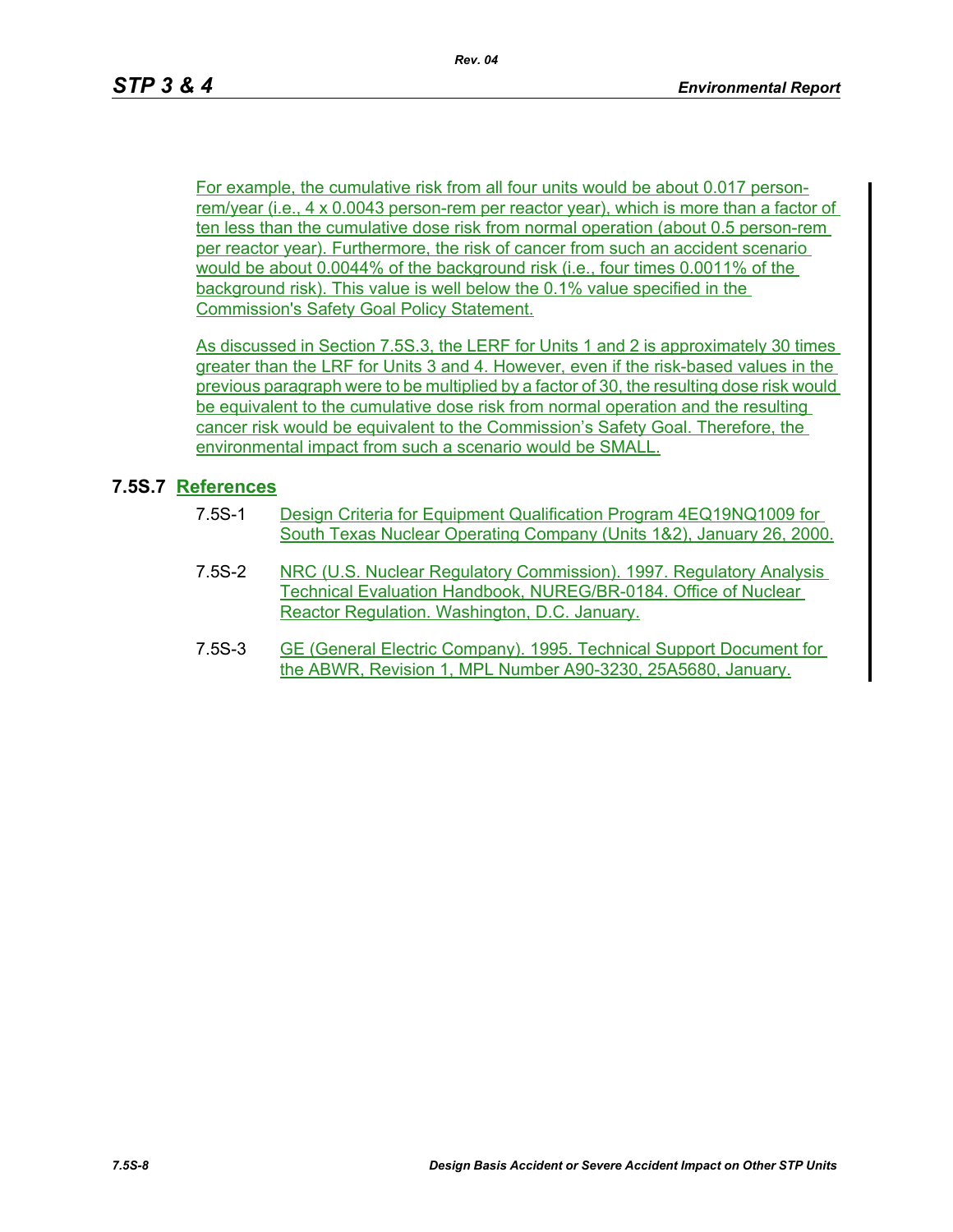For example, the cumulative risk from all four units would be about 0.017 person-rem/year (i.e., 4 x 0.0043 person-rem per reactor year), which is more than a factor of ten less than the cumulative dose risk from normal operation (about 0.5 person-rem per reactor year). Furthermore, the risk of cancer from such an accident scenario would be about 0.0044% of the background risk (i.e., four times 0.0011% of the background risk). This value is well below the 0.1% value specified in the Commission's Safety Goal Policy Statement.

As discussed in Section 7.5S.3, the LERF for Units 1 and 2 is approximately 30 times greater than the LRF for Units 3 and 4. However, even if the risk-based values in the previous paragraph were to be multiplied by a factor of 30, the resulting dose risk would be equivalent to the cumulative dose risk from normal operation and the resulting cancer risk would be equivalent to the Commission's Safety Goal. Therefore, the environmental impact from such a scenario would be SMALL.

## 7.5S.7 References

7.5S-1 Design Criteria for Equipment Qualification Program 4EQ19NQ1009 for South Texas Nuclear Operating Company (Units 1&2), January 26, 2000.

7.5S-2 NRC (U.S. Nuclear Regulatory Commission). 1997. Regulatory Analysis Technical Evaluation Handbook, NUREG/BR-0184. Office of Nuclear Reactor Regulation. Washington, D.C. January.

7.5S-3 GE (General Electric Company). 1995. Technical Support Document for the ABWR, Revision 1, MPL Number A90-3230, 25A5680, January.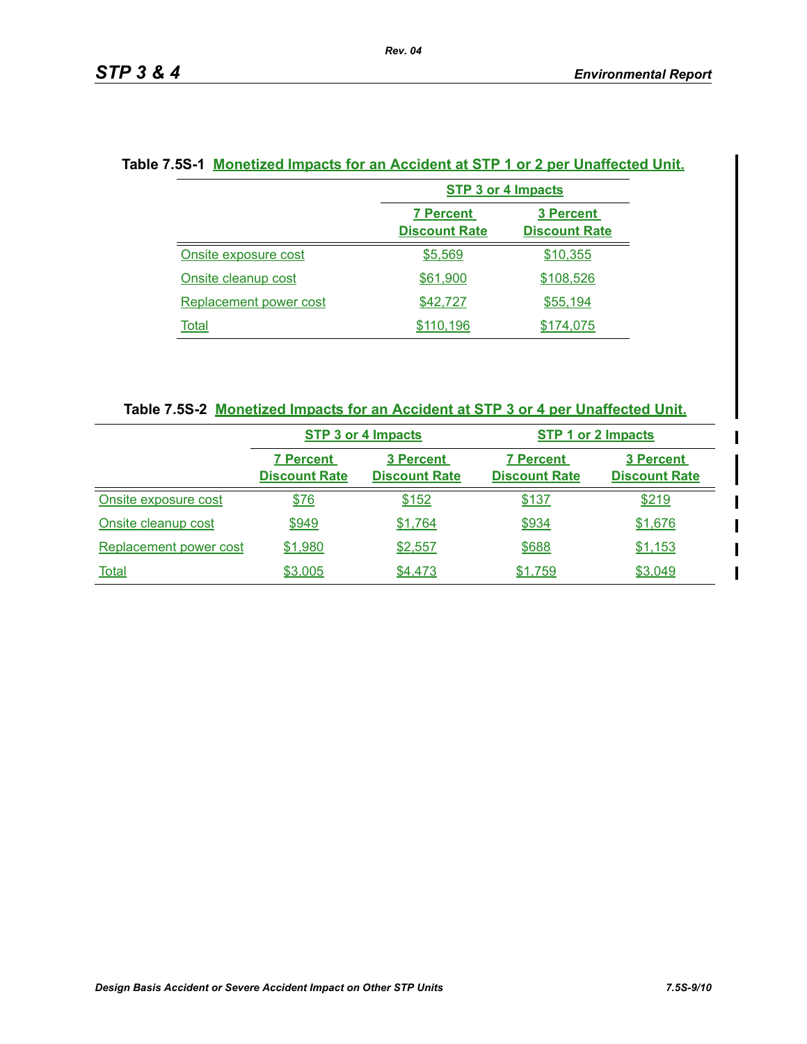**Table 7.5S-1 Monetized Impacts for an Accident at STP 1 or 2 per Unaffected Unit.**

| | STP 3 or 4 Impacts | |
|---|---|---|
| | 7 Percent Discount Rate | 3 Percent Discount Rate |
| Onsite exposure cost | $5,569 | $10,355 |
| Onsite cleanup cost | $61,900 | $108,526 |
| Replacement power cost | $42,727 | $55,194 |
| Total | $110,196 | $174,075 |

**Table 7.5S-2 Monetized Impacts for an Accident at STP 3 or 4 per Unaffected Unit.**

| | STP 3 or 4 Impacts | | STP 1 or 2 Impacts | |
|---|---|---|---|---|
| | 7 Percent Discount Rate | 3 Percent Discount Rate | 7 Percent Discount Rate | 3 Percent Discount Rate |
| Onsite exposure cost | $76 | $152 | $137 | $219 |
| Onsite cleanup cost | $949 | $1,764 | $934 | $1,676 |
| Replacement power cost | $1,980 | $2,557 | $688 | $1,153 |
| Total | $3,005 | $4,473 | $1,759 | $3,049 |